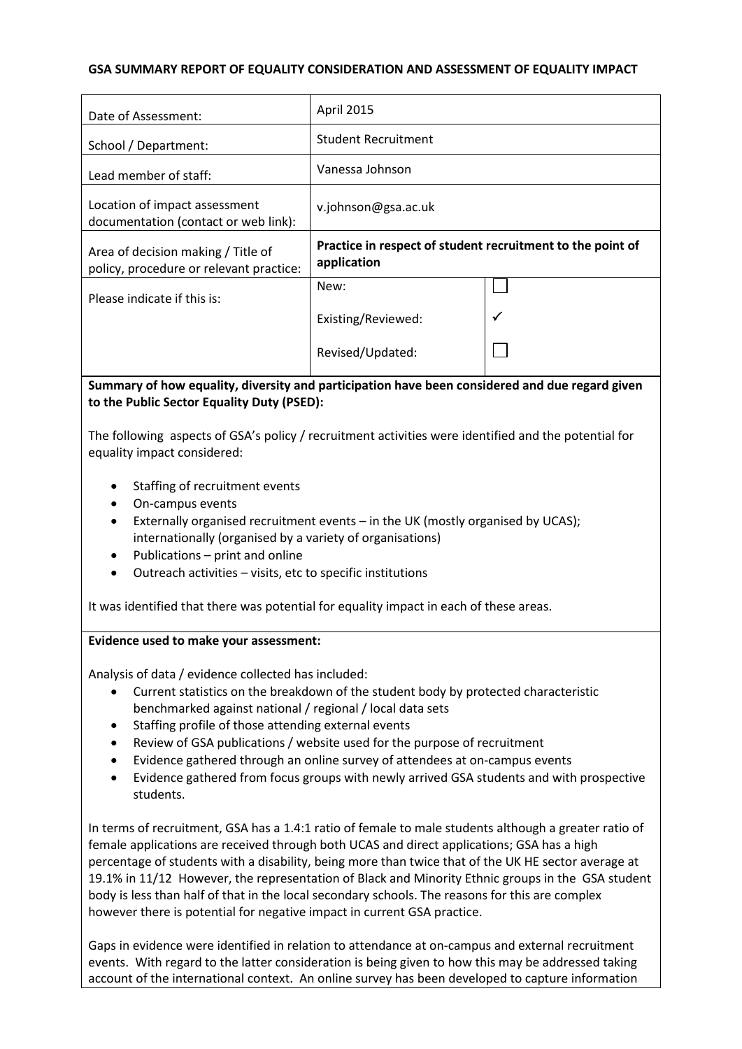**GSA SUMMARY REPORT OF EQUALITY CONSIDERATION AND ASSESSMENT OF EQUALITY IMPACT**

| | | |
|---|---|---|
| Date of Assessment: | April 2015 | |
| School / Department: | Student Recruitment | |
| Lead member of staff: | Vanessa Johnson | |
| Location of impact assessment documentation (contact or web link): | v.johnson@gsa.ac.uk | |
| Area of decision making / Title of policy, procedure or relevant practice: | **Practice in respect of student recruitment to the point of application** | |
| Please indicate if this is: | New: | ☐ |
| | Existing/Reviewed: | ✓ |
| | Revised/Updated: | ☐ |

**Summary of how equality, diversity and participation have been considered and due regard given to the Public Sector Equality Duty (PSED):**

The following aspects of GSA's policy / recruitment activities were identified and the potential for equality impact considered:

- Staffing of recruitment events
- On-campus events
- Externally organised recruitment events – in the UK (mostly organised by UCAS); internationally (organised by a variety of organisations)
- Publications – print and online
- Outreach activities – visits, etc to specific institutions

It was identified that there was potential for equality impact in each of these areas.

**Evidence used to make your assessment:**

Analysis of data / evidence collected has included:

- Current statistics on the breakdown of the student body by protected characteristic benchmarked against national / regional / local data sets
- Staffing profile of those attending external events
- Review of GSA publications / website used for the purpose of recruitment
- Evidence gathered through an online survey of attendees at on-campus events
- Evidence gathered from focus groups with newly arrived GSA students and with prospective students.

In terms of recruitment, GSA has a 1.4:1 ratio of female to male students although a greater ratio of female applications are received through both UCAS and direct applications; GSA has a high percentage of students with a disability, being more than twice that of the UK HE sector average at 19.1% in 11/12 However, the representation of Black and Minority Ethnic groups in the GSA student body is less than half of that in the local secondary schools. The reasons for this are complex however there is potential for negative impact in current GSA practice.

Gaps in evidence were identified in relation to attendance at on-campus and external recruitment events. With regard to the latter consideration is being given to how this may be addressed taking account of the international context. An online survey has been developed to capture information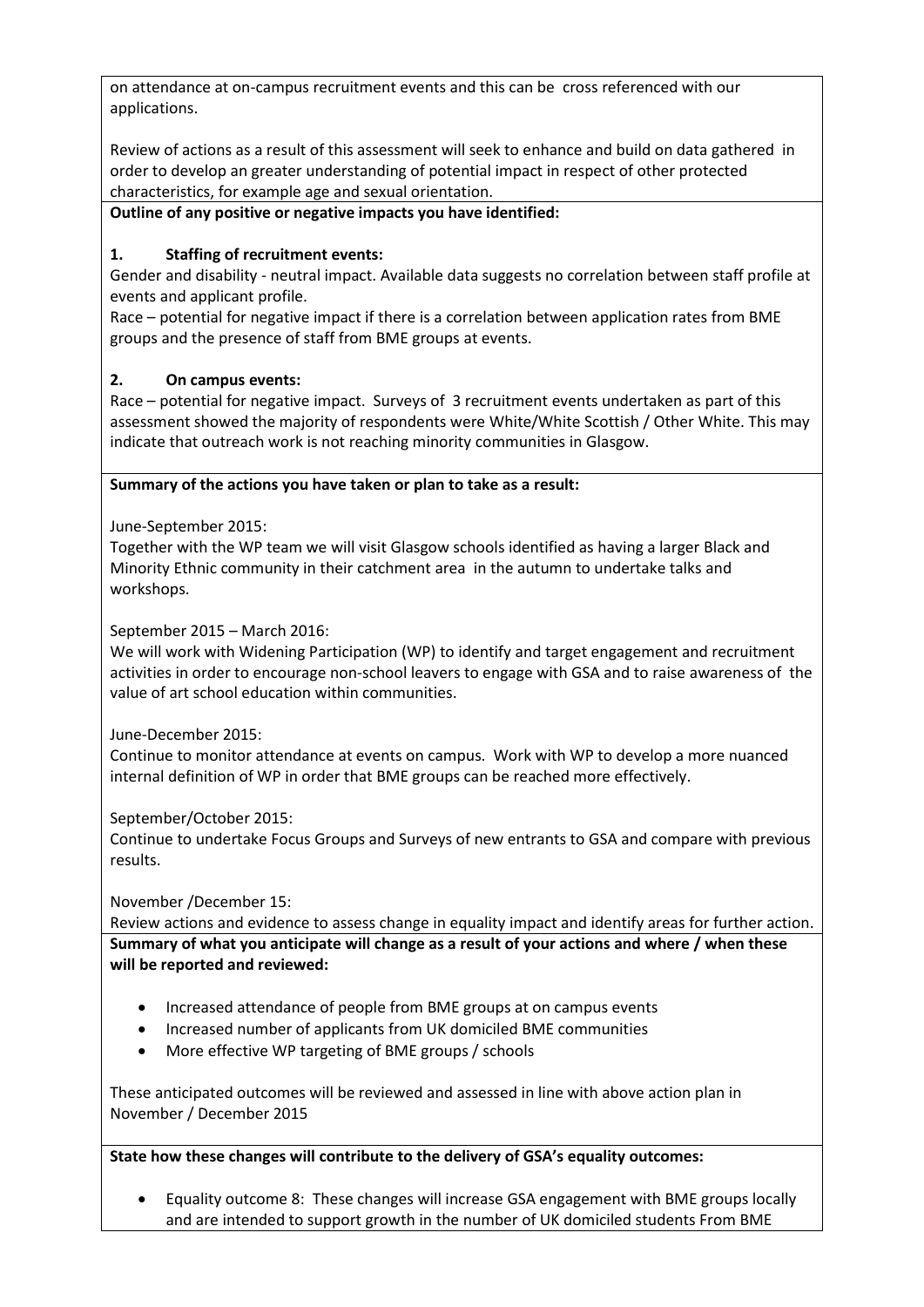on attendance at on-campus recruitment events and this can be cross referenced with our applications.

Review of actions as a result of this assessment will seek to enhance and build on data gathered in order to develop an greater understanding of potential impact in respect of other protected characteristics, for example age and sexual orientation.

**Outline of any positive or negative impacts you have identified:**

**1. Staffing of recruitment events:**

Gender and disability - neutral impact. Available data suggests no correlation between staff profile at events and applicant profile.

Race – potential for negative impact if there is a correlation between application rates from BME groups and the presence of staff from BME groups at events.

**2. On campus events:**

Race – potential for negative impact. Surveys of 3 recruitment events undertaken as part of this assessment showed the majority of respondents were White/White Scottish / Other White. This may indicate that outreach work is not reaching minority communities in Glasgow.

**Summary of the actions you have taken or plan to take as a result:**

June-September 2015:
Together with the WP team we will visit Glasgow schools identified as having a larger Black and Minority Ethnic community in their catchment area in the autumn to undertake talks and workshops.

September 2015 – March 2016:
We will work with Widening Participation (WP) to identify and target engagement and recruitment activities in order to encourage non-school leavers to engage with GSA and to raise awareness of the value of art school education within communities.

June-December 2015:
Continue to monitor attendance at events on campus. Work with WP to develop a more nuanced internal definition of WP in order that BME groups can be reached more effectively.

September/October 2015:
Continue to undertake Focus Groups and Surveys of new entrants to GSA and compare with previous results.

November /December 15:
Review actions and evidence to assess change in equality impact and identify areas for further action.

**Summary of what you anticipate will change as a result of your actions and where / when these will be reported and reviewed:**

- Increased attendance of people from BME groups at on campus events
- Increased number of applicants from UK domiciled BME communities
- More effective WP targeting of BME groups / schools

These anticipated outcomes will be reviewed and assessed in line with above action plan in November / December 2015

**State how these changes will contribute to the delivery of GSA's equality outcomes:**

- Equality outcome 8: These changes will increase GSA engagement with BME groups locally and are intended to support growth in the number of UK domiciled students From BME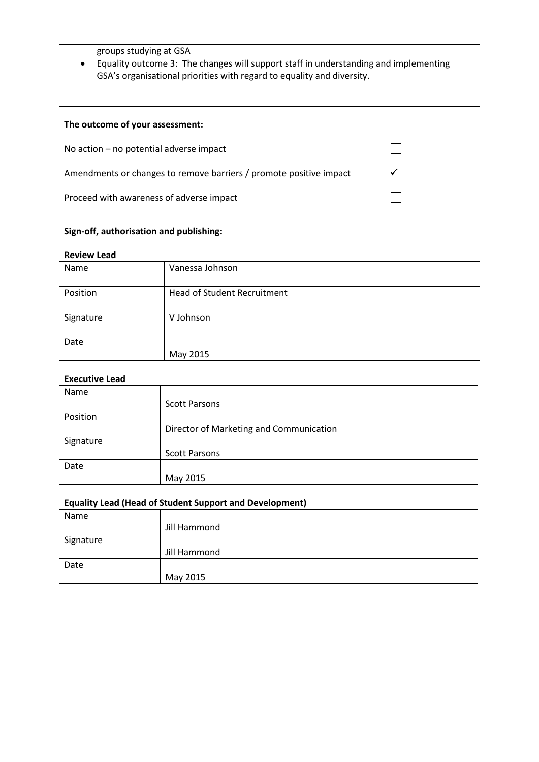groups studying at GSA

- Equality outcome 3: The changes will support staff in understanding and implementing GSA's organisational priorities with regard to equality and diversity.

**The outcome of your assessment:**

| | |
|---|---|
| No action – no potential adverse impact | ☐ |
| Amendments or changes to remove barriers / promote positive impact | ✓ |
| Proceed with awareness of adverse impact | ☐ |

**Sign-off, authorisation and publishing:**

**Review Lead**

| | |
|---|---|
| Name | Vanessa Johnson |
| Position | Head of Student Recruitment |
| Signature | V Johnson |
| Date | May 2015 |

**Executive Lead**

| | |
|---|---|
| Name | Scott Parsons |
| Position | Director of Marketing and Communication |
| Signature | Scott Parsons |
| Date | May 2015 |

**Equality Lead (Head of Student Support and Development)**

| | |
|---|---|
| Name | Jill Hammond |
| Signature | Jill Hammond |
| Date | May 2015 |